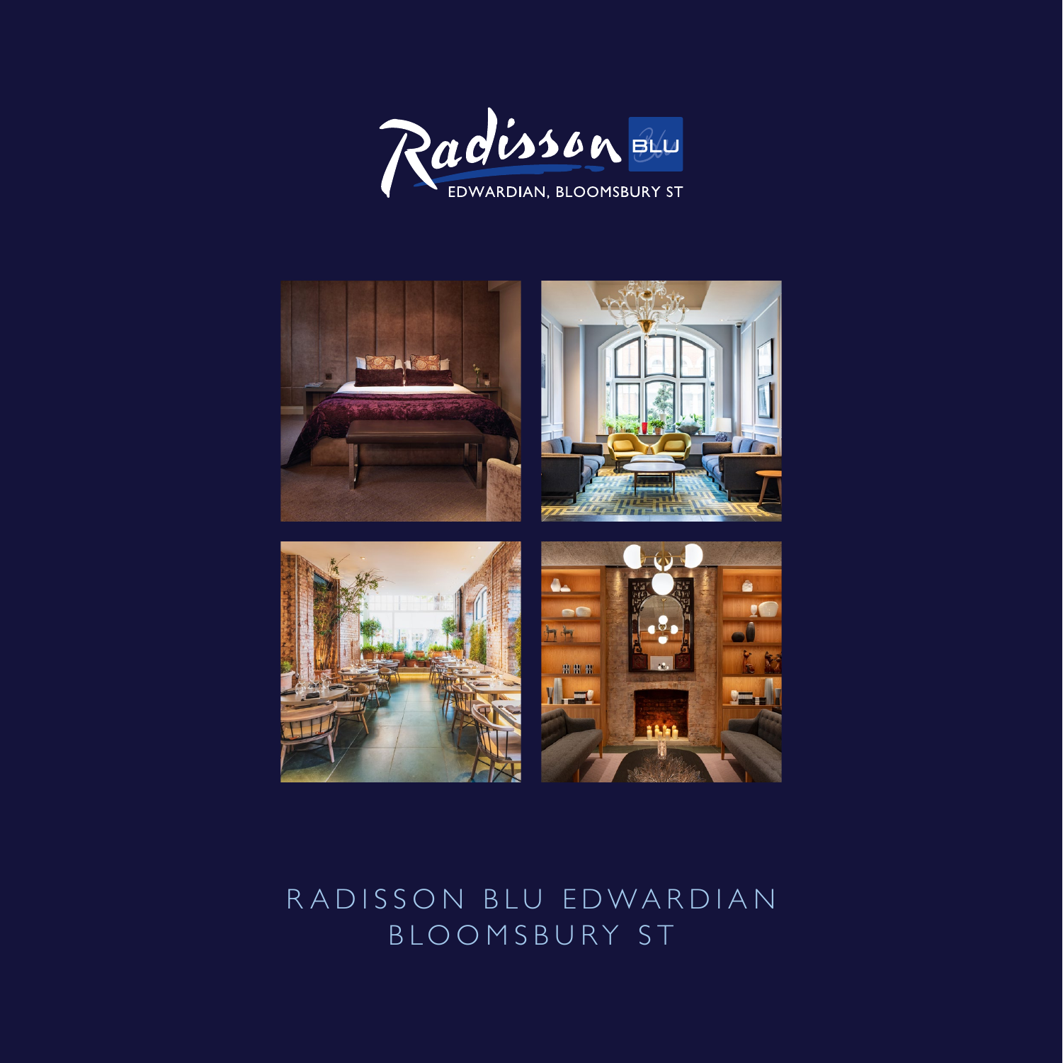Radisson BLU

EDWARDIAN, BLOOMSBURY ST

# RADISSON BLU EDWARDIAN BLOOMSBURY ST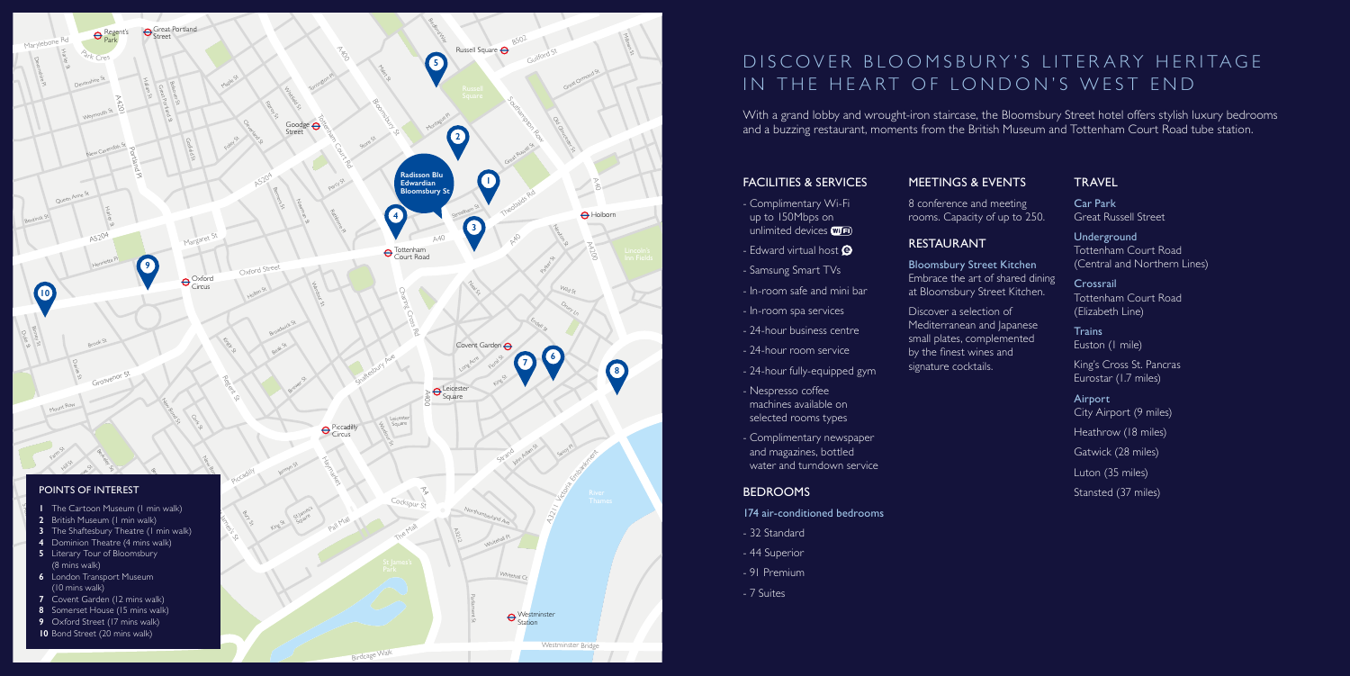## POINTS OF INTEREST

1. The Cartoon Museum (1 min walk)
2. British Museum (1 min walk)
3. The Shaftesbury Theatre (1 min walk)
4. Dominion Theatre (4 mins walk)
5. Literary Tour of Bloomsbury (8 mins walk)
6. London Transport Museum (10 mins walk)
7. Covent Garden (12 mins walk)
8. Somerset House (15 mins walk)
9. Oxford Street (17 mins walk)
10. Bond Street (20 mins walk)

# DISCOVER BLOOMSBURY'S LITERARY HERITAGE IN THE HEART OF LONDON'S WEST END

With a grand lobby and wrought-iron staircase, the Bloomsbury Street hotel offers stylish luxury bedrooms and a buzzing restaurant, moments from the British Museum and Tottenham Court Road tube station.

## FACILITIES & SERVICES

- Complimentary Wi-Fi up to 150Mbps on unlimited devices
- Edward virtual host
- Samsung Smart TVs
- In-room safe and mini bar
- In-room spa services
- 24-hour business centre
- 24-hour room service
- 24-hour fully-equipped gym
- Nespresso coffee machines available on selected rooms types
- Complimentary newspaper and magazines, bottled water and turndown service

## BEDROOMS

174 air-conditioned bedrooms

- 32 Standard
- 44 Superior
- 91 Premium
- 7 Suites

## MEETINGS & EVENTS

8 conference and meeting rooms. Capacity of up to 250.

## RESTAURANT

**Bloomsbury Street Kitchen**
Embrace the art of shared dining at Bloomsbury Street Kitchen.

Discover a selection of Mediterranean and Japanese small plates, complemented by the finest wines and signature cocktails.

## TRAVEL

**Car Park**
Great Russell Street

**Underground**
Tottenham Court Road (Central and Northern Lines)

**Crossrail**
Tottenham Court Road (Elizabeth Line)

**Trains**
Euston (1 mile)

King's Cross St. Pancras Eurostar (1.7 miles)

**Airport**
City Airport (9 miles)

Heathrow (18 miles)

Gatwick (28 miles)

Luton (35 miles)

Stansted (37 miles)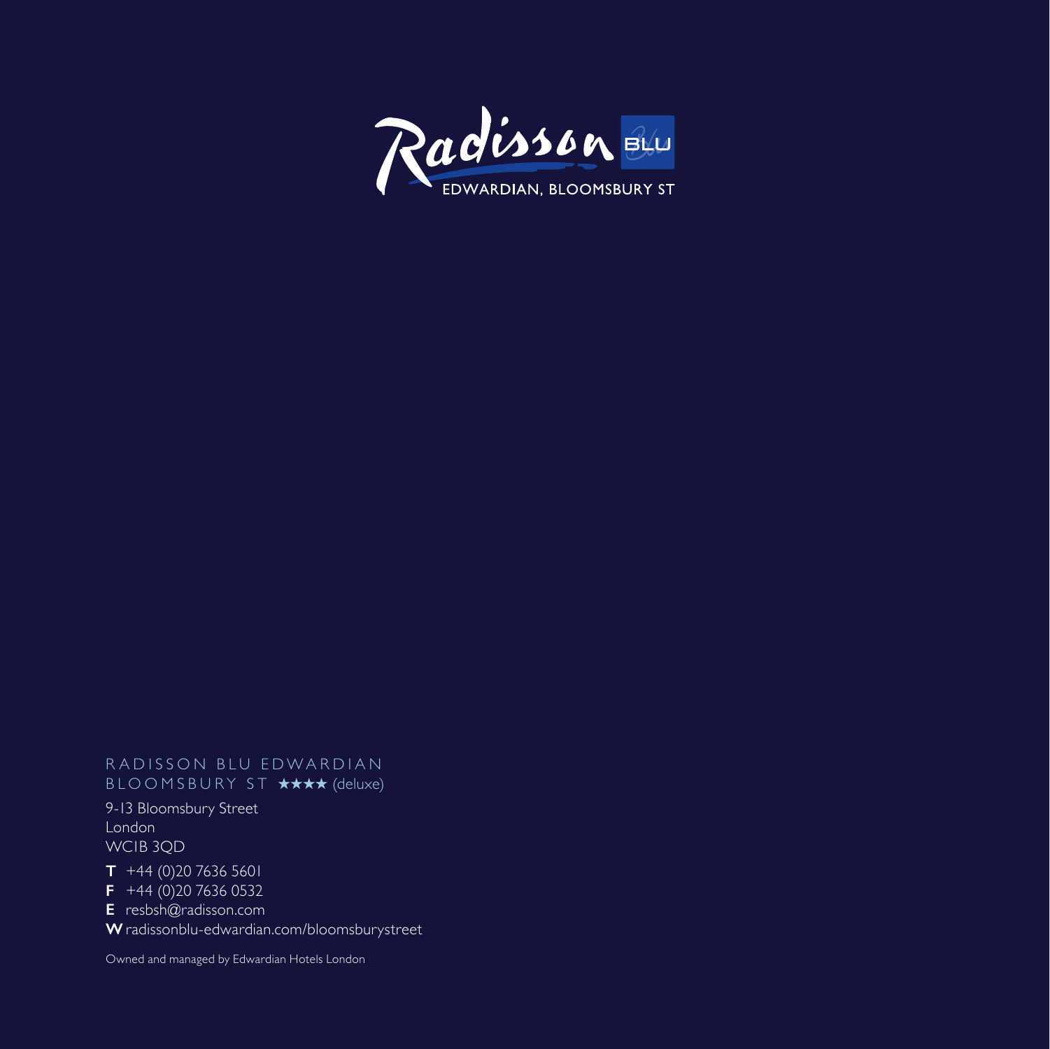Radisson BLU

EDWARDIAN, BLOOMSBURY ST

RADISSON BLU EDWARDIAN
BLOOMSBURY ST ★★★★ (deluxe)

9-13 Bloomsbury Street
London
WC1B 3QD

**T** +44 (0)20 7636 5601
**F** +44 (0)20 7636 0532
**E** resbsh@radisson.com
**W** radissonblu-edwardian.com/bloomsburystreet

Owned and managed by Edwardian Hotels London